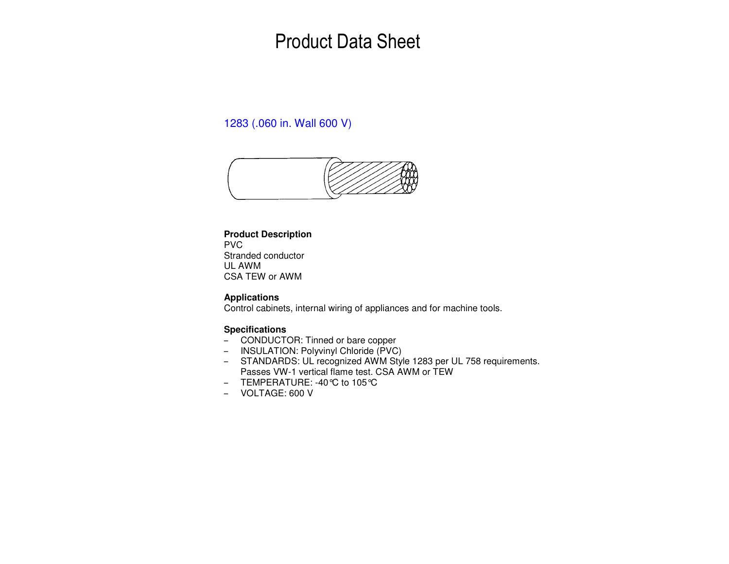# Product Data Sheet

## 1283 (.060 in. Wall 600 V)

**Product Description**
PVC
Stranded conductor
UL AWM
CSA TEW or AWM

**Applications**
Control cabinets, internal wiring of appliances and for machine tools.

**Specifications**

- CONDUCTOR: Tinned or bare copper
- INSULATION: Polyvinyl Chloride (PVC)
- STANDARDS: UL recognized AWM Style 1283 per UL 758 requirements. Passes VW-1 vertical flame test. CSA AWM or TEW
- TEMPERATURE: -40℃ to 105℃
- VOLTAGE: 600 V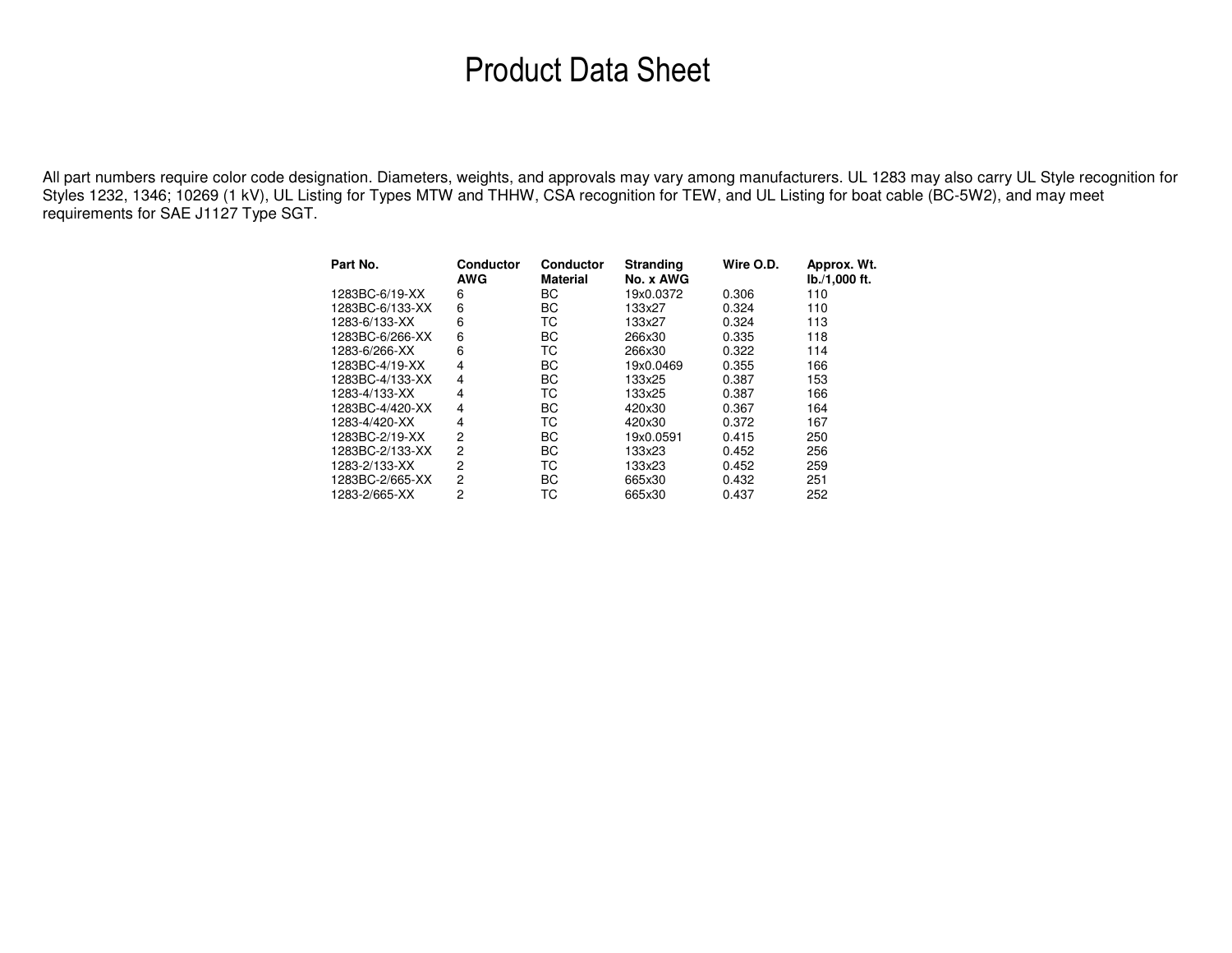# Product Data Sheet

All part numbers require color code designation. Diameters, weights, and approvals may vary among manufacturers. UL 1283 may also carry UL Style recognition for Styles 1232, 1346; 10269 (1 kV), UL Listing for Types MTW and THHW, CSA recognition for TEW, and UL Listing for boat cable (BC-5W2), and may meet requirements for SAE J1127 Type SGT.

| Part No. | Conductor AWG | Conductor Material | Stranding No. x AWG | Wire O.D. | Approx. Wt. lb./1,000 ft. |
|---|---|---|---|---|---|
| 1283BC-6/19-XX | 6 | BC | 19x0.0372 | 0.306 | 110 |
| 1283BC-6/133-XX | 6 | BC | 133x27 | 0.324 | 110 |
| 1283-6/133-XX | 6 | TC | 133x27 | 0.324 | 113 |
| 1283BC-6/266-XX | 6 | BC | 266x30 | 0.335 | 118 |
| 1283-6/266-XX | 6 | TC | 266x30 | 0.322 | 114 |
| 1283BC-4/19-XX | 4 | BC | 19x0.0469 | 0.355 | 166 |
| 1283BC-4/133-XX | 4 | BC | 133x25 | 0.387 | 153 |
| 1283-4/133-XX | 4 | TC | 133x25 | 0.387 | 166 |
| 1283BC-4/420-XX | 4 | BC | 420x30 | 0.367 | 164 |
| 1283-4/420-XX | 4 | TC | 420x30 | 0.372 | 167 |
| 1283BC-2/19-XX | 2 | BC | 19x0.0591 | 0.415 | 250 |
| 1283BC-2/133-XX | 2 | BC | 133x23 | 0.452 | 256 |
| 1283-2/133-XX | 2 | TC | 133x23 | 0.452 | 259 |
| 1283BC-2/665-XX | 2 | BC | 665x30 | 0.432 | 251 |
| 1283-2/665-XX | 2 | TC | 665x30 | 0.437 | 252 |